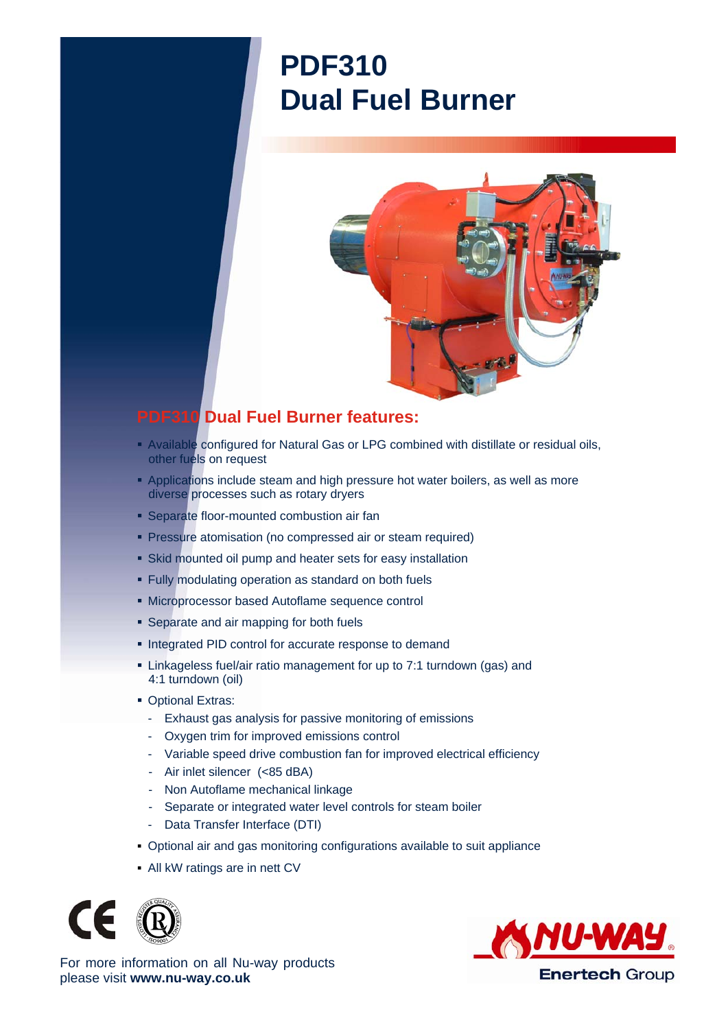# PDF310
# Dual Fuel Burner

## PDF310 Dual Fuel Burner features:

- Available configured for Natural Gas or LPG combined with distillate or residual oils, other fuels on request
- Applications include steam and high pressure hot water boilers, as well as more diverse processes such as rotary dryers
- Separate floor-mounted combustion air fan
- Pressure atomisation (no compressed air or steam required)
- Skid mounted oil pump and heater sets for easy installation
- Fully modulating operation as standard on both fuels
- Microprocessor based Autoflame sequence control
- Separate and air mapping for both fuels
- Integrated PID control for accurate response to demand
- Linkageless fuel/air ratio management for up to 7:1 turndown (gas) and 4:1 turndown (oil)
- Optional Extras:
  - Exhaust gas analysis for passive monitoring of emissions
  - Oxygen trim for improved emissions control
  - Variable speed drive combustion fan for improved electrical efficiency
  - Air inlet silencer (<85 dBA)
  - Non Autoflame mechanical linkage
  - Separate or integrated water level controls for steam boiler
  - Data Transfer Interface (DTI)
- Optional air and gas monitoring configurations available to suit appliance
- All kW ratings are in nett CV

For more information on all Nu-way products please visit **www.nu-way.co.uk**

NU-WAY®
Enertech Group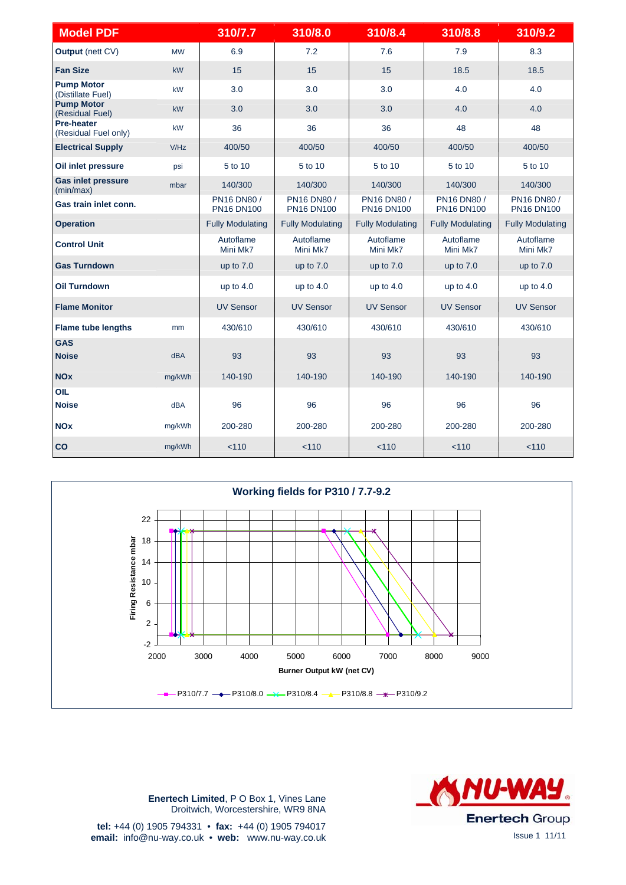| Model PDF | | 310/7.7 | 310/8.0 | 310/8.4 | 310/8.8 | 310/9.2 |
|---|---|---|---|---|---|---|
| **Output** (nett CV) | MW | 6.9 | 7.2 | 7.6 | 7.9 | 8.3 |
| **Fan Size** | kW | 15 | 15 | 15 | 18.5 | 18.5 |
| **Pump Motor** (Distillate Fuel) | kW | 3.0 | 3.0 | 3.0 | 4.0 | 4.0 |
| **Pump Motor** (Residual Fuel) | kW | 3.0 | 3.0 | 3.0 | 4.0 | 4.0 |
| **Pre-heater** (Residual Fuel only) | kW | 36 | 36 | 36 | 48 | 48 |
| **Electrical Supply** | V/Hz | 400/50 | 400/50 | 400/50 | 400/50 | 400/50 |
| **Oil inlet pressure** | psi | 5 to 10 | 5 to 10 | 5 to 10 | 5 to 10 | 5 to 10 |
| **Gas inlet pressure** (min/max) | mbar | 140/300 | 140/300 | 140/300 | 140/300 | 140/300 |
| **Gas train inlet conn.** | | PN16 DN80 / PN16 DN100 | PN16 DN80 / PN16 DN100 | PN16 DN80 / PN16 DN100 | PN16 DN80 / PN16 DN100 | PN16 DN80 / PN16 DN100 |
| **Operation** | | Fully Modulating | Fully Modulating | Fully Modulating | Fully Modulating | Fully Modulating |
| **Control Unit** | | Autoflame Mini Mk7 | Autoflame Mini Mk7 | Autoflame Mini Mk7 | Autoflame Mini Mk7 | Autoflame Mini Mk7 |
| **Gas Turndown** | | up to 7.0 | up to 7.0 | up to 7.0 | up to 7.0 | up to 7.0 |
| **Oil Turndown** | | up to 4.0 | up to 4.0 | up to 4.0 | up to 4.0 | up to 4.0 |
| **Flame Monitor** | | UV Sensor | UV Sensor | UV Sensor | UV Sensor | UV Sensor |
| **Flame tube lengths** | mm | 430/610 | 430/610 | 430/610 | 430/610 | 430/610 |
| **GAS** | | | | | | |
| **Noise** | dBA | 93 | 93 | 93 | 93 | 93 |
| **NOx** | mg/kWh | 140-190 | 140-190 | 140-190 | 140-190 | 140-190 |
| **OIL** | | | | | | |
| **Noise** | dBA | 96 | 96 | 96 | 96 | 96 |
| **NOx** | mg/kWh | 200-280 | 200-280 | 200-280 | 200-280 | 200-280 |
| **CO** | mg/kWh | <110 | <110 | <110 | <110 | <110 |

**Working fields for P310 / 7.7-9.2**

Firing Resistance mbar

22
18
14
10
6
2
-2

2000 3000 4000 5000 6000 7000 8000 9000

Burner Output kW (net CV)

P310/7.7 P310/8.0 P310/8.4 P310/8.8 P310/9.2

**Enertech Limited**, P O Box 1, Vines Lane
Droitwich, Worcestershire, WR9 8NA

**tel:** +44 (0) 1905 794331 • **fax:** +44 (0) 1905 794017
**email:** info@nu-way.co.uk • **web:** www.nu-way.co.uk

NU-WAY
Enertech Group

Issue 1 11/11